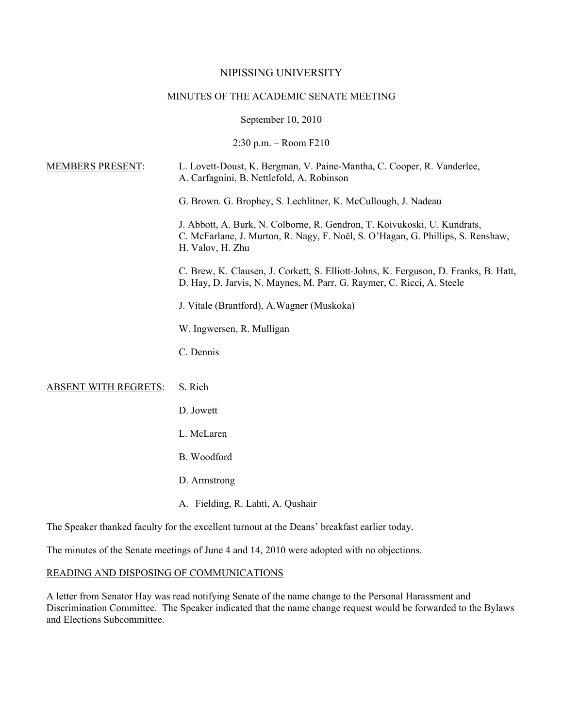# NIPISSING UNIVERSITY

## MINUTES OF THE ACADEMIC SENATE MEETING

September 10, 2010

2:30 p.m. – Room F210

MEMBERS PRESENT:

L. Lovett-Doust, K. Bergman, V. Paine-Mantha, C. Cooper, R. Vanderlee, A. Carfagnini, B. Nettlefold, A. Robinson

G. Brown. G. Brophey, S. Lechlitner, K. McCullough, J. Nadeau

J. Abbott, A. Burk, N. Colborne, R. Gendron, T. Koivukoski, U. Kundrats, C. McFarlane, J. Murton, R. Nagy, F. Noël, S. O'Hagan, G. Phillips, S. Renshaw, H. Valov, H. Zhu

C. Brew, K. Clausen, J. Corkett, S. Elliott-Johns, K. Ferguson, D. Franks, B. Hatt, D. Hay, D. Jarvis, N. Maynes, M. Parr, G. Raymer, C. Ricci, A. Steele

J. Vitale (Brantford), A.Wagner (Muskoka)

W. Ingwersen, R. Mulligan

C. Dennis

ABSENT WITH REGRETS:

S. Rich

D. Jowett

L. McLaren

B. Woodford

D. Armstrong

A. Fielding, R. Lahti, A. Qushair

The Speaker thanked faculty for the excellent turnout at the Deans' breakfast earlier today.

The minutes of the Senate meetings of June 4 and 14, 2010 were adopted with no objections.

READING AND DISPOSING OF COMMUNICATIONS

A letter from Senator Hay was read notifying Senate of the name change to the Personal Harassment and Discrimination Committee. The Speaker indicated that the name change request would be forwarded to the Bylaws and Elections Subcommittee.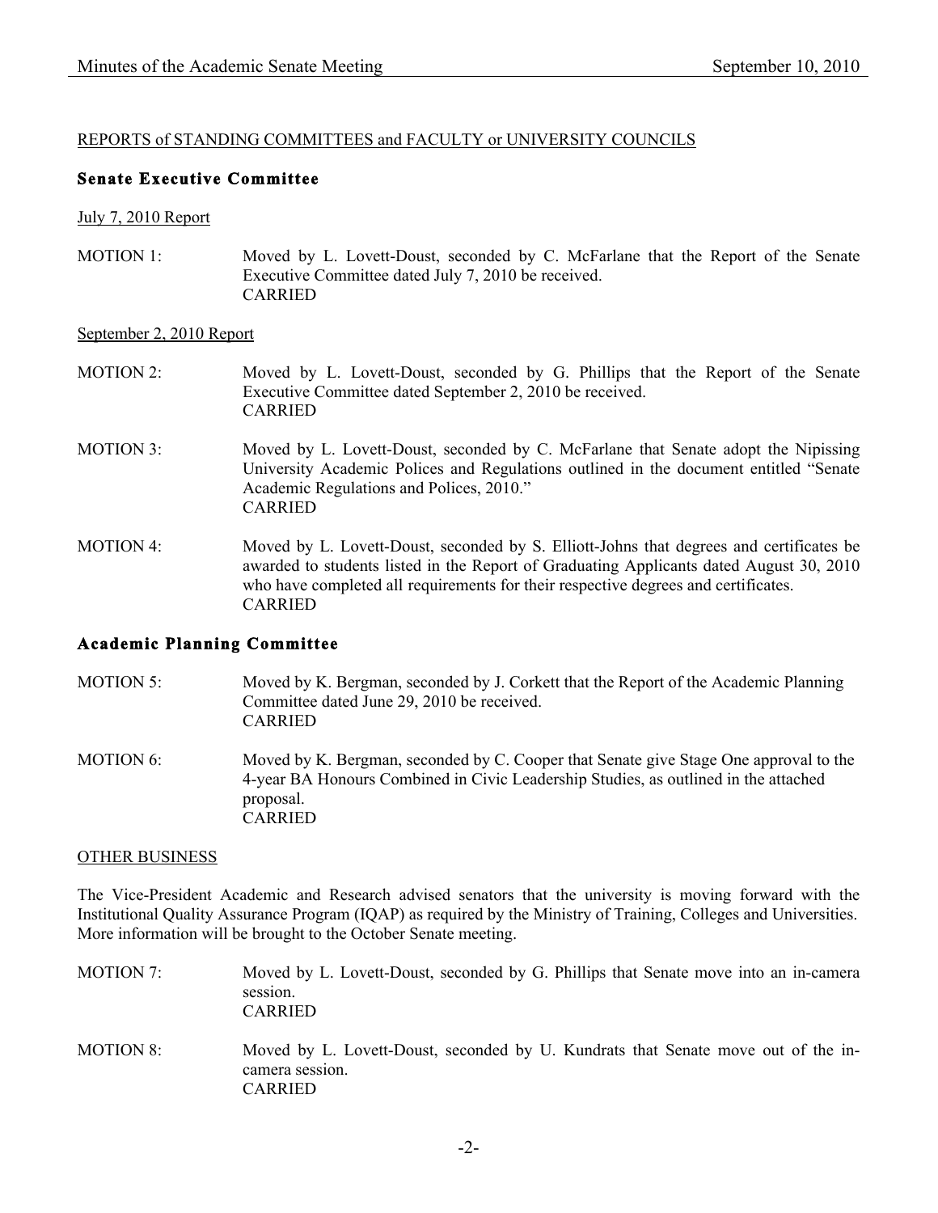REPORTS of STANDING COMMITTEES and FACULTY or UNIVERSITY COUNCILS

## Senate Executive Committee

July 7, 2010 Report

MOTION 1: Moved by L. Lovett-Doust, seconded by C. McFarlane that the Report of the Senate Executive Committee dated July 7, 2010 be received.
CARRIED

September 2, 2010 Report

MOTION 2: Moved by L. Lovett-Doust, seconded by G. Phillips that the Report of the Senate Executive Committee dated September 2, 2010 be received.
CARRIED

MOTION 3: Moved by L. Lovett-Doust, seconded by C. McFarlane that Senate adopt the Nipissing University Academic Polices and Regulations outlined in the document entitled "Senate Academic Regulations and Polices, 2010."
CARRIED

MOTION 4: Moved by L. Lovett-Doust, seconded by S. Elliott-Johns that degrees and certificates be awarded to students listed in the Report of Graduating Applicants dated August 30, 2010 who have completed all requirements for their respective degrees and certificates.
CARRIED

## Academic Planning Committee

MOTION 5: Moved by K. Bergman, seconded by J. Corkett that the Report of the Academic Planning Committee dated June 29, 2010 be received.
CARRIED

MOTION 6: Moved by K. Bergman, seconded by C. Cooper that Senate give Stage One approval to the 4-year BA Honours Combined in Civic Leadership Studies, as outlined in the attached proposal.
CARRIED

OTHER BUSINESS

The Vice-President Academic and Research advised senators that the university is moving forward with the Institutional Quality Assurance Program (IQAP) as required by the Ministry of Training, Colleges and Universities. More information will be brought to the October Senate meeting.

MOTION 7: Moved by L. Lovett-Doust, seconded by G. Phillips that Senate move into an in-camera session.
CARRIED

MOTION 8: Moved by L. Lovett-Doust, seconded by U. Kundrats that Senate move out of the in-camera session.
CARRIED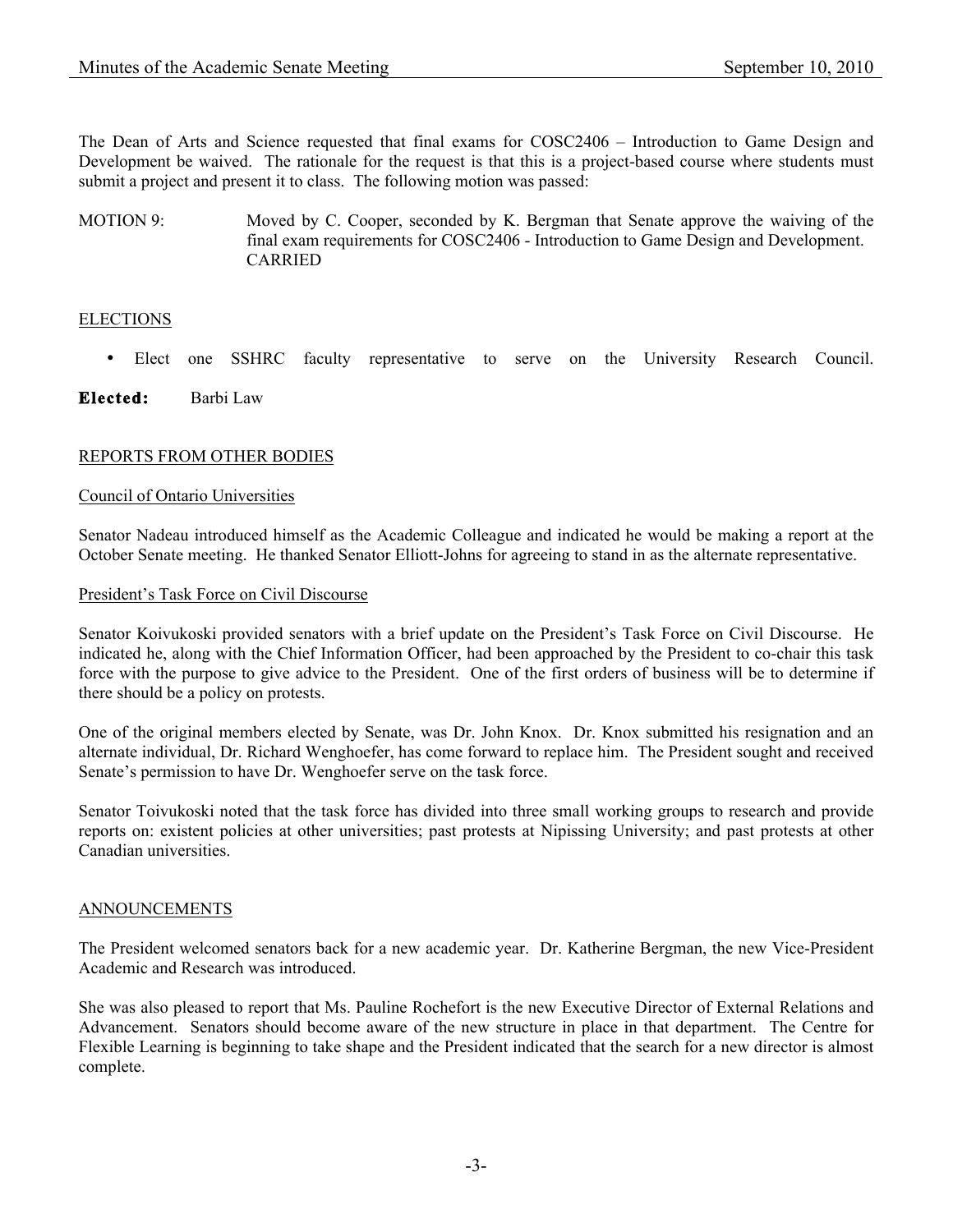The Dean of Arts and Science requested that final exams for COSC2406 – Introduction to Game Design and Development be waived. The rationale for the request is that this is a project-based course where students must submit a project and present it to class. The following motion was passed:

MOTION 9: Moved by C. Cooper, seconded by K. Bergman that Senate approve the waiving of the final exam requirements for COSC2406 - Introduction to Game Design and Development. CARRIED

## ELECTIONS

- Elect one SSHRC faculty representative to serve on the University Research Council.

**Elected:** Barbi Law

## REPORTS FROM OTHER BODIES

### Council of Ontario Universities

Senator Nadeau introduced himself as the Academic Colleague and indicated he would be making a report at the October Senate meeting. He thanked Senator Elliott-Johns for agreeing to stand in as the alternate representative.

### President's Task Force on Civil Discourse

Senator Koivukoski provided senators with a brief update on the President's Task Force on Civil Discourse. He indicated he, along with the Chief Information Officer, had been approached by the President to co-chair this task force with the purpose to give advice to the President. One of the first orders of business will be to determine if there should be a policy on protests.

One of the original members elected by Senate, was Dr. John Knox. Dr. Knox submitted his resignation and an alternate individual, Dr. Richard Wenghoefer, has come forward to replace him. The President sought and received Senate's permission to have Dr. Wenghoefer serve on the task force.

Senator Toivukoski noted that the task force has divided into three small working groups to research and provide reports on: existent policies at other universities; past protests at Nipissing University; and past protests at other Canadian universities.

## ANNOUNCEMENTS

The President welcomed senators back for a new academic year. Dr. Katherine Bergman, the new Vice-President Academic and Research was introduced.

She was also pleased to report that Ms. Pauline Rochefort is the new Executive Director of External Relations and Advancement. Senators should become aware of the new structure in place in that department. The Centre for Flexible Learning is beginning to take shape and the President indicated that the search for a new director is almost complete.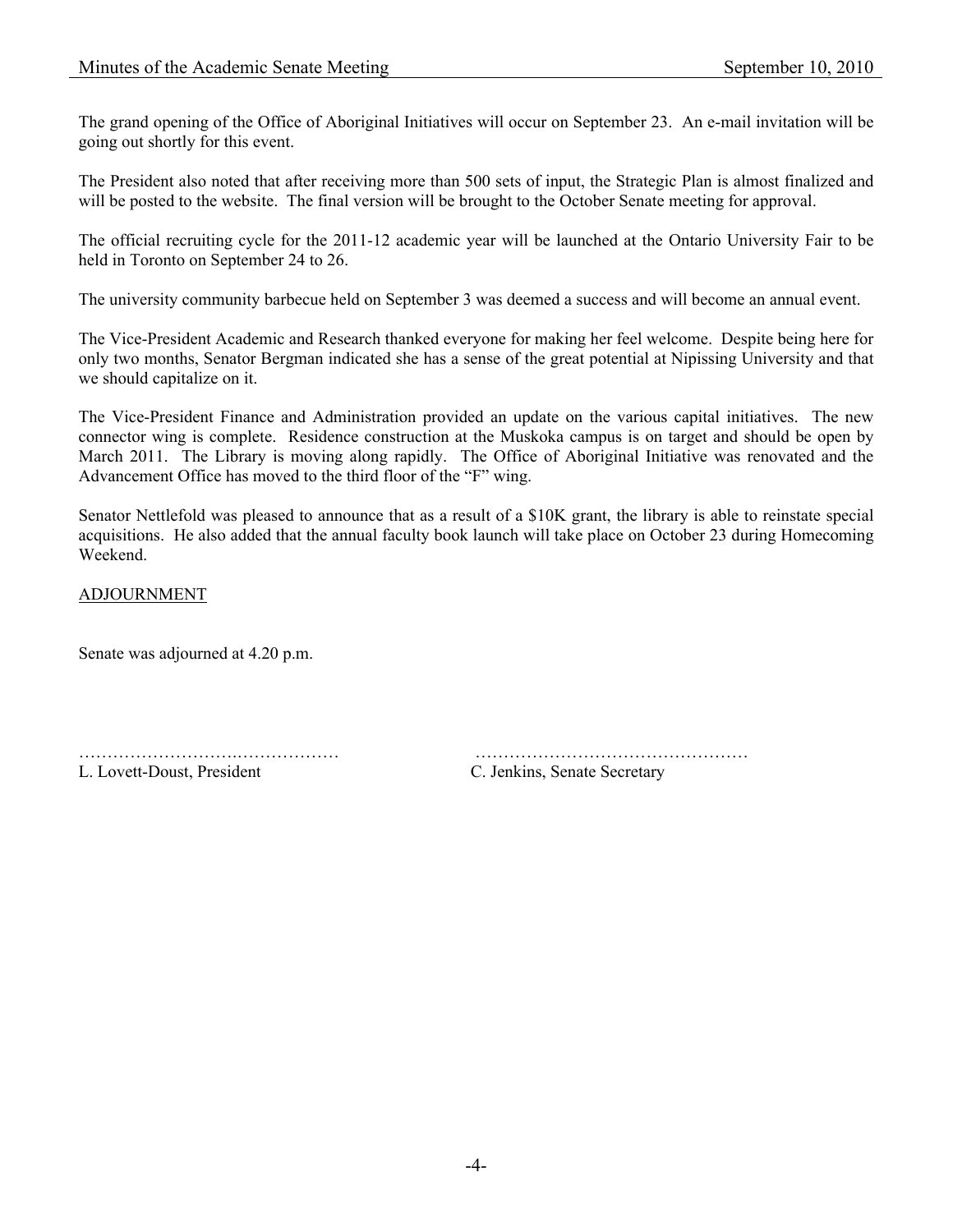The grand opening of the Office of Aboriginal Initiatives will occur on September 23. An e-mail invitation will be going out shortly for this event.

The President also noted that after receiving more than 500 sets of input, the Strategic Plan is almost finalized and will be posted to the website. The final version will be brought to the October Senate meeting for approval.

The official recruiting cycle for the 2011-12 academic year will be launched at the Ontario University Fair to be held in Toronto on September 24 to 26.

The university community barbecue held on September 3 was deemed a success and will become an annual event.

The Vice-President Academic and Research thanked everyone for making her feel welcome. Despite being here for only two months, Senator Bergman indicated she has a sense of the great potential at Nipissing University and that we should capitalize on it.

The Vice-President Finance and Administration provided an update on the various capital initiatives. The new connector wing is complete. Residence construction at the Muskoka campus is on target and should be open by March 2011. The Library is moving along rapidly. The Office of Aboriginal Initiative was renovated and the Advancement Office has moved to the third floor of the "F" wing.

Senator Nettlefold was pleased to announce that as a result of a $10K grant, the library is able to reinstate special acquisitions. He also added that the annual faculty book launch will take place on October 23 during Homecoming Weekend.

ADJOURNMENT

Senate was adjourned at 4.20 p.m.

……………………….……………… ……………………………………….

L. Lovett-Doust, President C. Jenkins, Senate Secretary